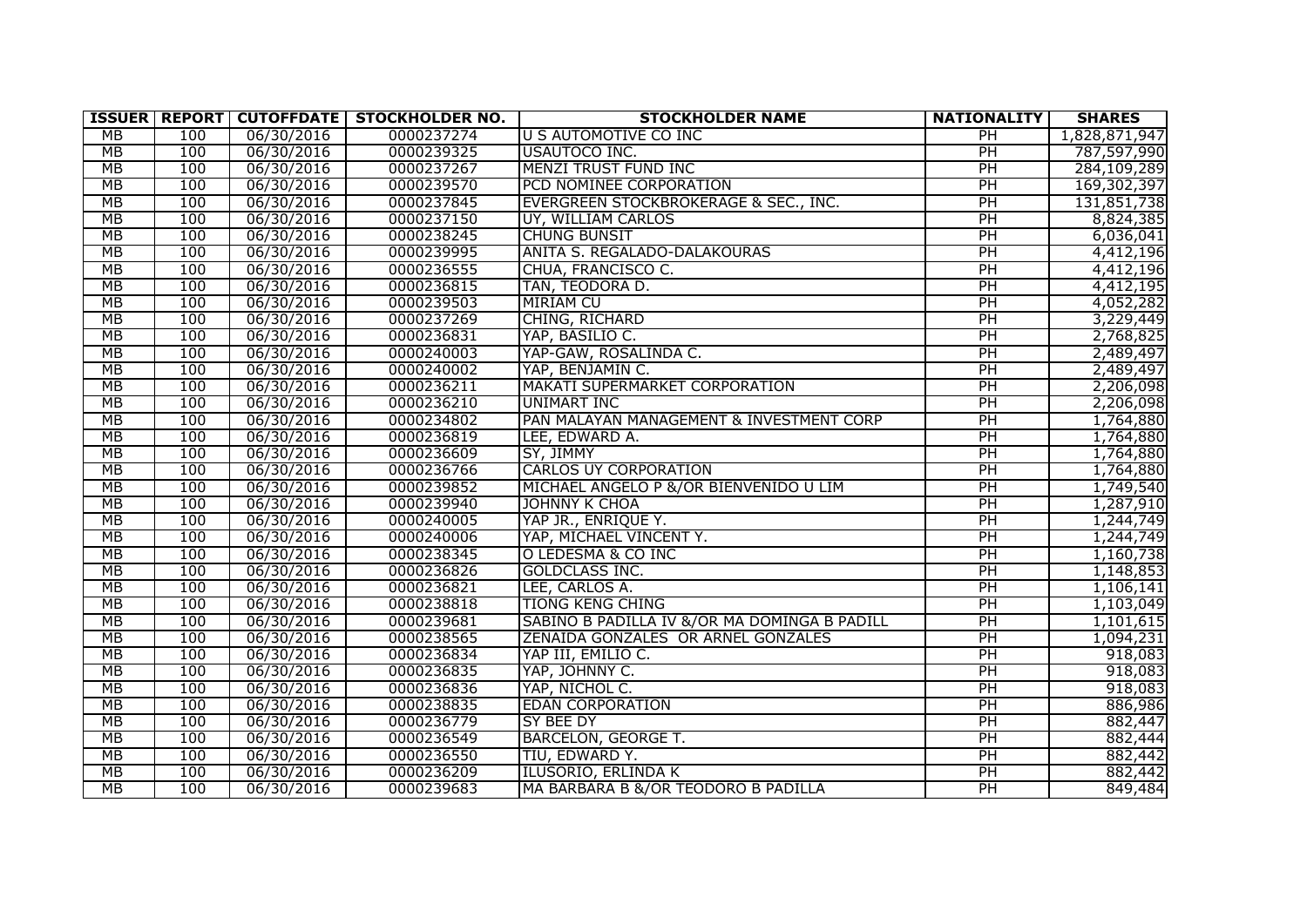| ISSUER | REPORT | CUTOFFDATE | STOCKHOLDER NO. | STOCKHOLDER NAME | NATIONALITY | SHARES |
|---|---|---|---|---|---|---|
| MB | 100 | 06/30/2016 | 0000237274 | U S AUTOMOTIVE CO INC | PH | 1,828,871,947 |
| MB | 100 | 06/30/2016 | 0000239325 | USAUTOCO INC. | PH | 787,597,990 |
| MB | 100 | 06/30/2016 | 0000237267 | MENZI TRUST FUND INC | PH | 284,109,289 |
| MB | 100 | 06/30/2016 | 0000239570 | PCD NOMINEE CORPORATION | PH | 169,302,397 |
| MB | 100 | 06/30/2016 | 0000237845 | EVERGREEN STOCKBROKERAGE & SEC., INC. | PH | 131,851,738 |
| MB | 100 | 06/30/2016 | 0000237150 | UY, WILLIAM CARLOS | PH | 8,824,385 |
| MB | 100 | 06/30/2016 | 0000238245 | CHUNG BUNSIT | PH | 6,036,041 |
| MB | 100 | 06/30/2016 | 0000239995 | ANITA S. REGALADO-DALAKOURAS | PH | 4,412,196 |
| MB | 100 | 06/30/2016 | 0000236555 | CHUA, FRANCISCO C. | PH | 4,412,196 |
| MB | 100 | 06/30/2016 | 0000236815 | TAN, TEODORA D. | PH | 4,412,195 |
| MB | 100 | 06/30/2016 | 0000239503 | MIRIAM CU | PH | 4,052,282 |
| MB | 100 | 06/30/2016 | 0000237269 | CHING, RICHARD | PH | 3,229,449 |
| MB | 100 | 06/30/2016 | 0000236831 | YAP, BASILIO C. | PH | 2,768,825 |
| MB | 100 | 06/30/2016 | 0000240003 | YAP-GAW, ROSALINDA C. | PH | 2,489,497 |
| MB | 100 | 06/30/2016 | 0000240002 | YAP, BENJAMIN C. | PH | 2,489,497 |
| MB | 100 | 06/30/2016 | 0000236211 | MAKATI SUPERMARKET CORPORATION | PH | 2,206,098 |
| MB | 100 | 06/30/2016 | 0000236210 | UNIMART INC | PH | 2,206,098 |
| MB | 100 | 06/30/2016 | 0000234802 | PAN MALAYAN MANAGEMENT & INVESTMENT CORP | PH | 1,764,880 |
| MB | 100 | 06/30/2016 | 0000236819 | LEE, EDWARD A. | PH | 1,764,880 |
| MB | 100 | 06/30/2016 | 0000236609 | SY, JIMMY | PH | 1,764,880 |
| MB | 100 | 06/30/2016 | 0000236766 | CARLOS UY CORPORATION | PH | 1,764,880 |
| MB | 100 | 06/30/2016 | 0000239852 | MICHAEL ANGELO P &/OR BIENVENIDO U LIM | PH | 1,749,540 |
| MB | 100 | 06/30/2016 | 0000239940 | JOHNNY K CHOA | PH | 1,287,910 |
| MB | 100 | 06/30/2016 | 0000240005 | YAP JR., ENRIQUE Y. | PH | 1,244,749 |
| MB | 100 | 06/30/2016 | 0000240006 | YAP, MICHAEL VINCENT Y. | PH | 1,244,749 |
| MB | 100 | 06/30/2016 | 0000238345 | O LEDESMA & CO INC | PH | 1,160,738 |
| MB | 100 | 06/30/2016 | 0000236826 | GOLDCLASS INC. | PH | 1,148,853 |
| MB | 100 | 06/30/2016 | 0000236821 | LEE, CARLOS A. | PH | 1,106,141 |
| MB | 100 | 06/30/2016 | 0000238818 | TIONG KENG CHING | PH | 1,103,049 |
| MB | 100 | 06/30/2016 | 0000239681 | SABINO B PADILLA IV &/OR MA DOMINGA B PADILL | PH | 1,101,615 |
| MB | 100 | 06/30/2016 | 0000238565 | ZENAIDA GONZALES OR ARNEL GONZALES | PH | 1,094,231 |
| MB | 100 | 06/30/2016 | 0000236834 | YAP III, EMILIO C. | PH | 918,083 |
| MB | 100 | 06/30/2016 | 0000236835 | YAP, JOHNNY C. | PH | 918,083 |
| MB | 100 | 06/30/2016 | 0000236836 | YAP, NICHOL C. | PH | 918,083 |
| MB | 100 | 06/30/2016 | 0000238835 | EDAN CORPORATION | PH | 886,986 |
| MB | 100 | 06/30/2016 | 0000236779 | SY BEE DY | PH | 882,447 |
| MB | 100 | 06/30/2016 | 0000236549 | BARCELON, GEORGE T. | PH | 882,444 |
| MB | 100 | 06/30/2016 | 0000236550 | TIU, EDWARD Y. | PH | 882,442 |
| MB | 100 | 06/30/2016 | 0000236209 | ILUSORIO, ERLINDA K | PH | 882,442 |
| MB | 100 | 06/30/2016 | 0000239683 | MA BARBARA B &/OR TEODORO B PADILLA | PH | 849,484 |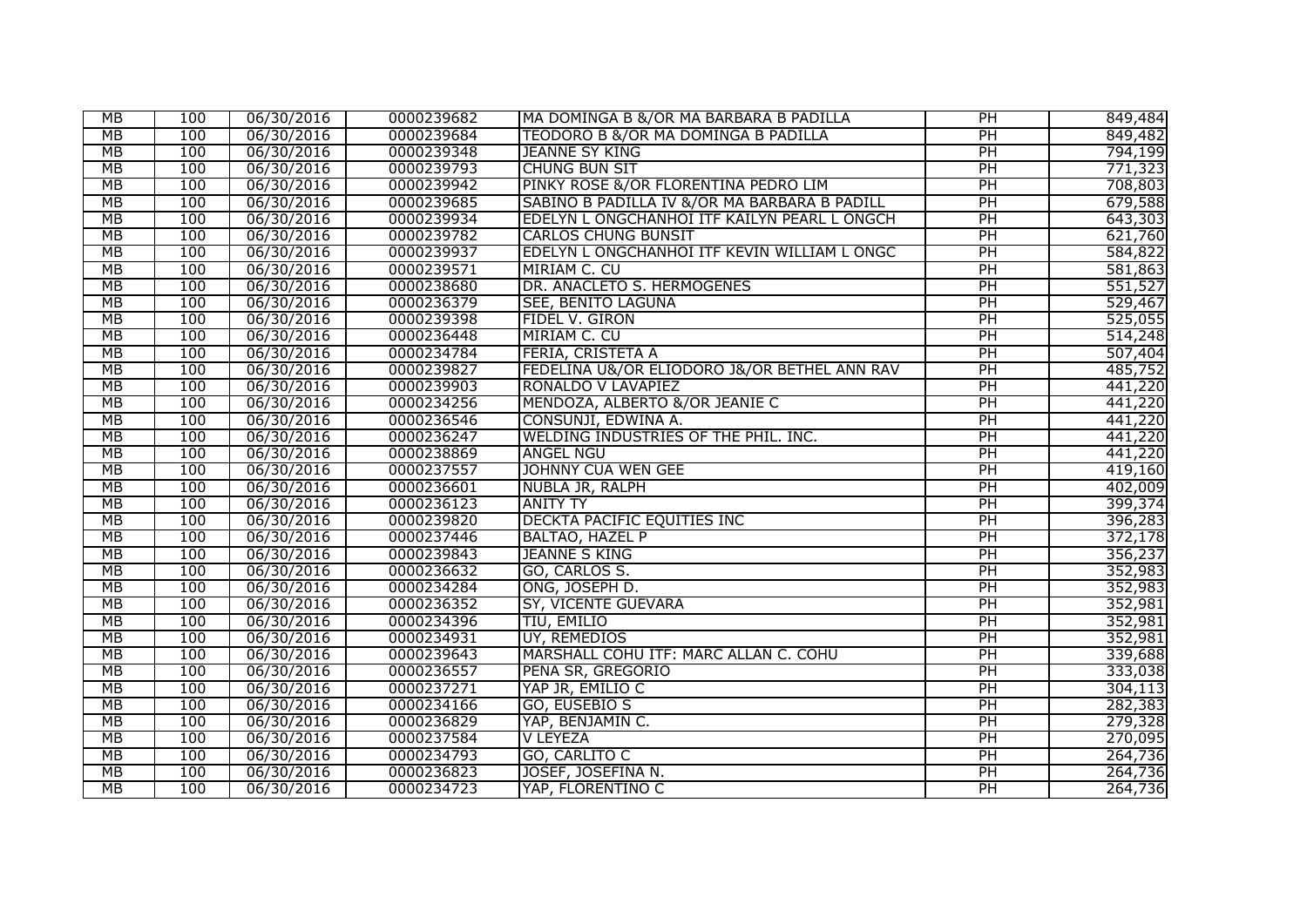| MB | 100 | 06/30/2016 | 0000239682 | MA DOMINGA B &/OR MA BARBARA B PADILLA | PH | 849,484 |
|---|---|---|---|---|---|---|
| MB | 100 | 06/30/2016 | 0000239684 | TEODORO B &/OR MA DOMINGA B PADILLA | PH | 849,482 |
| MB | 100 | 06/30/2016 | 0000239348 | JEANNE SY KING | PH | 794,199 |
| MB | 100 | 06/30/2016 | 0000239793 | CHUNG BUN SIT | PH | 771,323 |
| MB | 100 | 06/30/2016 | 0000239942 | PINKY ROSE &/OR FLORENTINA PEDRO LIM | PH | 708,803 |
| MB | 100 | 06/30/2016 | 0000239685 | SABINO B PADILLA IV &/OR MA BARBARA B PADILL | PH | 679,588 |
| MB | 100 | 06/30/2016 | 0000239934 | EDELYN L ONGCHANHOI ITF KAILYN PEARL L ONGCH | PH | 643,303 |
| MB | 100 | 06/30/2016 | 0000239782 | CARLOS CHUNG BUNSIT | PH | 621,760 |
| MB | 100 | 06/30/2016 | 0000239937 | EDELYN L ONGCHANHOI ITF KEVIN WILLIAM L ONGC | PH | 584,822 |
| MB | 100 | 06/30/2016 | 0000239571 | MIRIAM C. CU | PH | 581,863 |
| MB | 100 | 06/30/2016 | 0000238680 | DR. ANACLETO S. HERMOGENES | PH | 551,527 |
| MB | 100 | 06/30/2016 | 0000236379 | SEE, BENITO LAGUNA | PH | 529,467 |
| MB | 100 | 06/30/2016 | 0000239398 | FIDEL V. GIRON | PH | 525,055 |
| MB | 100 | 06/30/2016 | 0000236448 | MIRIAM C. CU | PH | 514,248 |
| MB | 100 | 06/30/2016 | 0000234784 | FERIA, CRISTETA A | PH | 507,404 |
| MB | 100 | 06/30/2016 | 0000239827 | FEDELINA U&/OR ELIODORO J&/OR BETHEL ANN RAV | PH | 485,752 |
| MB | 100 | 06/30/2016 | 0000239903 | RONALDO V LAVAPIEZ | PH | 441,220 |
| MB | 100 | 06/30/2016 | 0000234256 | MENDOZA, ALBERTO &/OR JEANIE C | PH | 441,220 |
| MB | 100 | 06/30/2016 | 0000236546 | CONSUNJI, EDWINA A. | PH | 441,220 |
| MB | 100 | 06/30/2016 | 0000236247 | WELDING INDUSTRIES OF THE PHIL. INC. | PH | 441,220 |
| MB | 100 | 06/30/2016 | 0000238869 | ANGEL NGU | PH | 441,220 |
| MB | 100 | 06/30/2016 | 0000237557 | JOHNNY CUA WEN GEE | PH | 419,160 |
| MB | 100 | 06/30/2016 | 0000236601 | NUBLA JR, RALPH | PH | 402,009 |
| MB | 100 | 06/30/2016 | 0000236123 | ANITY TY | PH | 399,374 |
| MB | 100 | 06/30/2016 | 0000239820 | DECKTA PACIFIC EQUITIES INC | PH | 396,283 |
| MB | 100 | 06/30/2016 | 0000237446 | BALTAO, HAZEL P | PH | 372,178 |
| MB | 100 | 06/30/2016 | 0000239843 | JEANNE S KING | PH | 356,237 |
| MB | 100 | 06/30/2016 | 0000236632 | GO, CARLOS S. | PH | 352,983 |
| MB | 100 | 06/30/2016 | 0000234284 | ONG, JOSEPH D. | PH | 352,983 |
| MB | 100 | 06/30/2016 | 0000236352 | SY, VICENTE GUEVARA | PH | 352,981 |
| MB | 100 | 06/30/2016 | 0000234396 | TIU, EMILIO | PH | 352,981 |
| MB | 100 | 06/30/2016 | 0000234931 | UY, REMEDIOS | PH | 352,981 |
| MB | 100 | 06/30/2016 | 0000239643 | MARSHALL COHU ITF: MARC ALLAN C. COHU | PH | 339,688 |
| MB | 100 | 06/30/2016 | 0000236557 | PENA SR, GREGORIO | PH | 333,038 |
| MB | 100 | 06/30/2016 | 0000237271 | YAP JR, EMILIO C | PH | 304,113 |
| MB | 100 | 06/30/2016 | 0000234166 | GO, EUSEBIO S | PH | 282,383 |
| MB | 100 | 06/30/2016 | 0000236829 | YAP, BENJAMIN C. | PH | 279,328 |
| MB | 100 | 06/30/2016 | 0000237584 | V LEYEZA | PH | 270,095 |
| MB | 100 | 06/30/2016 | 0000234793 | GO, CARLITO C | PH | 264,736 |
| MB | 100 | 06/30/2016 | 0000236823 | JOSEF, JOSEFINA N. | PH | 264,736 |
| MB | 100 | 06/30/2016 | 0000234723 | YAP, FLORENTINO C | PH | 264,736 |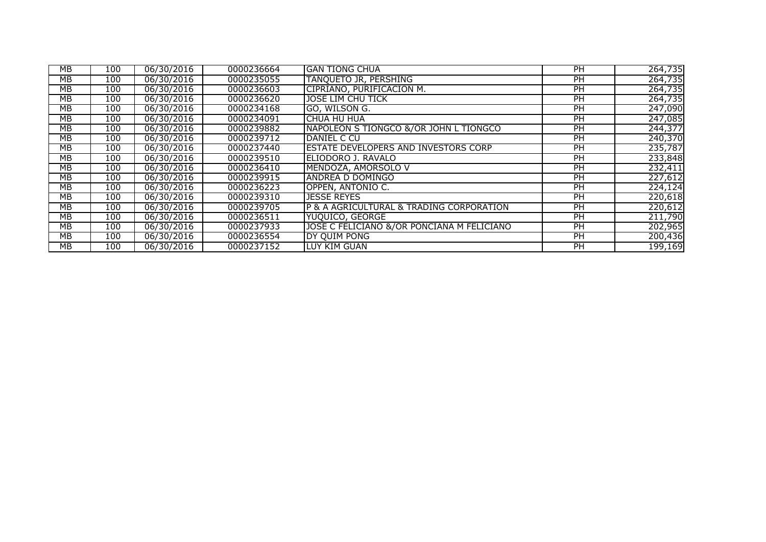| | | | | | | |
|---|---|---|---|---|---|---|
| MB | 100 | 06/30/2016 | 0000236664 | GAN TIONG CHUA | PH | 264,735 |
| MB | 100 | 06/30/2016 | 0000235055 | TANQUETO JR, PERSHING | PH | 264,735 |
| MB | 100 | 06/30/2016 | 0000236603 | CIPRIANO, PURIFICACION M. | PH | 264,735 |
| MB | 100 | 06/30/2016 | 0000236620 | JOSE LIM CHU TICK | PH | 264,735 |
| MB | 100 | 06/30/2016 | 0000234168 | GO, WILSON G. | PH | 247,090 |
| MB | 100 | 06/30/2016 | 0000234091 | CHUA HU HUA | PH | 247,085 |
| MB | 100 | 06/30/2016 | 0000239882 | NAPOLEON S TIONGCO &/OR JOHN L TIONGCO | PH | 244,377 |
| MB | 100 | 06/30/2016 | 0000239712 | DANIEL C CU | PH | 240,370 |
| MB | 100 | 06/30/2016 | 0000237440 | ESTATE DEVELOPERS AND INVESTORS CORP | PH | 235,787 |
| MB | 100 | 06/30/2016 | 0000239510 | ELIODORO J. RAVALO | PH | 233,848 |
| MB | 100 | 06/30/2016 | 0000236410 | MENDOZA, AMORSOLO V | PH | 232,411 |
| MB | 100 | 06/30/2016 | 0000239915 | ANDREA D DOMINGO | PH | 227,612 |
| MB | 100 | 06/30/2016 | 0000236223 | OPPEN, ANTONIO C. | PH | 224,124 |
| MB | 100 | 06/30/2016 | 0000239310 | JESSE REYES | PH | 220,618 |
| MB | 100 | 06/30/2016 | 0000239705 | P & A AGRICULTURAL & TRADING CORPORATION | PH | 220,612 |
| MB | 100 | 06/30/2016 | 0000236511 | YUQUICO, GEORGE | PH | 211,790 |
| MB | 100 | 06/30/2016 | 0000237933 | JOSE C FELICIANO &/OR PONCIANA M FELICIANO | PH | 202,965 |
| MB | 100 | 06/30/2016 | 0000236554 | DY QUIM PONG | PH | 200,436 |
| MB | 100 | 06/30/2016 | 0000237152 | LUY KIM GUAN | PH | 199,169 |